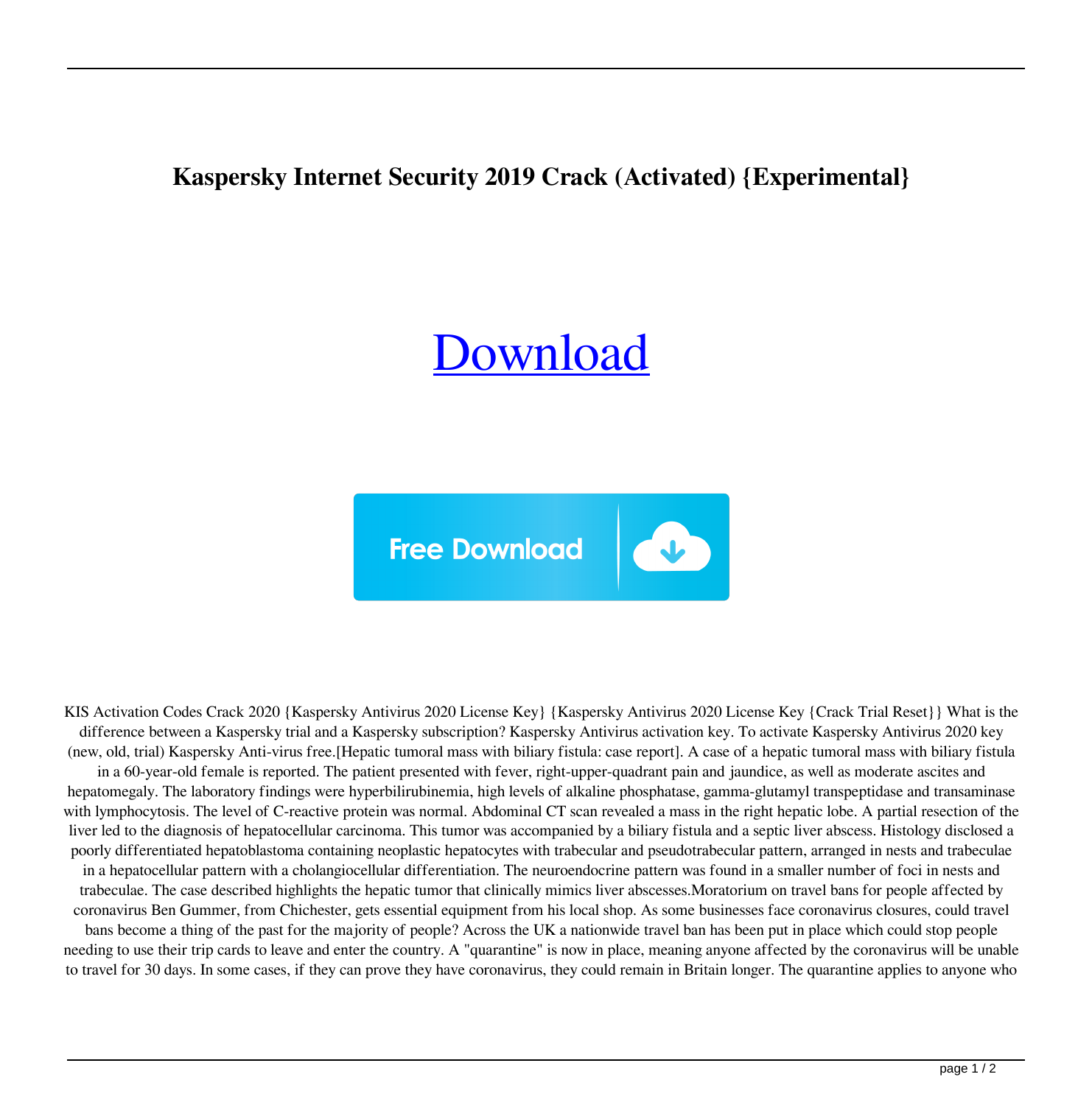# Kaspersky Internet Security 2019 Crack (Activated) {Experimental}

[Download]

Free Download

KIS Activation Codes Crack 2020 {Kaspersky Antivirus 2020 License Key} {Kaspersky Antivirus 2020 License Key {Crack Trial Reset}} What is the difference between a Kaspersky trial and a Kaspersky subscription? Kaspersky Antivirus activation key. To activate Kaspersky Antivirus 2020 key (new, old, trial) Kaspersky Anti-virus free.[Hepatic tumoral mass with biliary fistula: case report]. A case of a hepatic tumoral mass with biliary fistula in a 60-year-old female is reported. The patient presented with fever, right-upper-quadrant pain and jaundice, as well as moderate ascites and hepatomegaly. The laboratory findings were hyperbilirubinemia, high levels of alkaline phosphatase, gamma-glutamyl transpeptidase and transaminase with lymphocytosis. The level of C-reactive protein was normal. Abdominal CT scan revealed a mass in the right hepatic lobe. A partial resection of the liver led to the diagnosis of hepatocellular carcinoma. This tumor was accompanied by a biliary fistula and a septic liver abscess. Histology disclosed a poorly differentiated hepatoblastoma containing neoplastic hepatocytes with trabecular and pseudotrabecular pattern, arranged in nests and trabeculae in a hepatocellular pattern with a cholangiocellular differentiation. The neuroendocrine pattern was found in a smaller number of foci in nests and trabeculae. The case described highlights the hepatic tumor that clinically mimics liver abscesses.Moratorium on travel bans for people affected by coronavirus Ben Gummer, from Chichester, gets essential equipment from his local shop. As some businesses face coronavirus closures, could travel bans become a thing of the past for the majority of people? Across the UK a nationwide travel ban has been put in place which could stop people needing to use their trip cards to leave and enter the country. A "quarantine" is now in place, meaning anyone affected by the coronavirus will be unable to travel for 30 days. In some cases, if they can prove they have coronavirus, they could remain in Britain longer. The quarantine applies to anyone who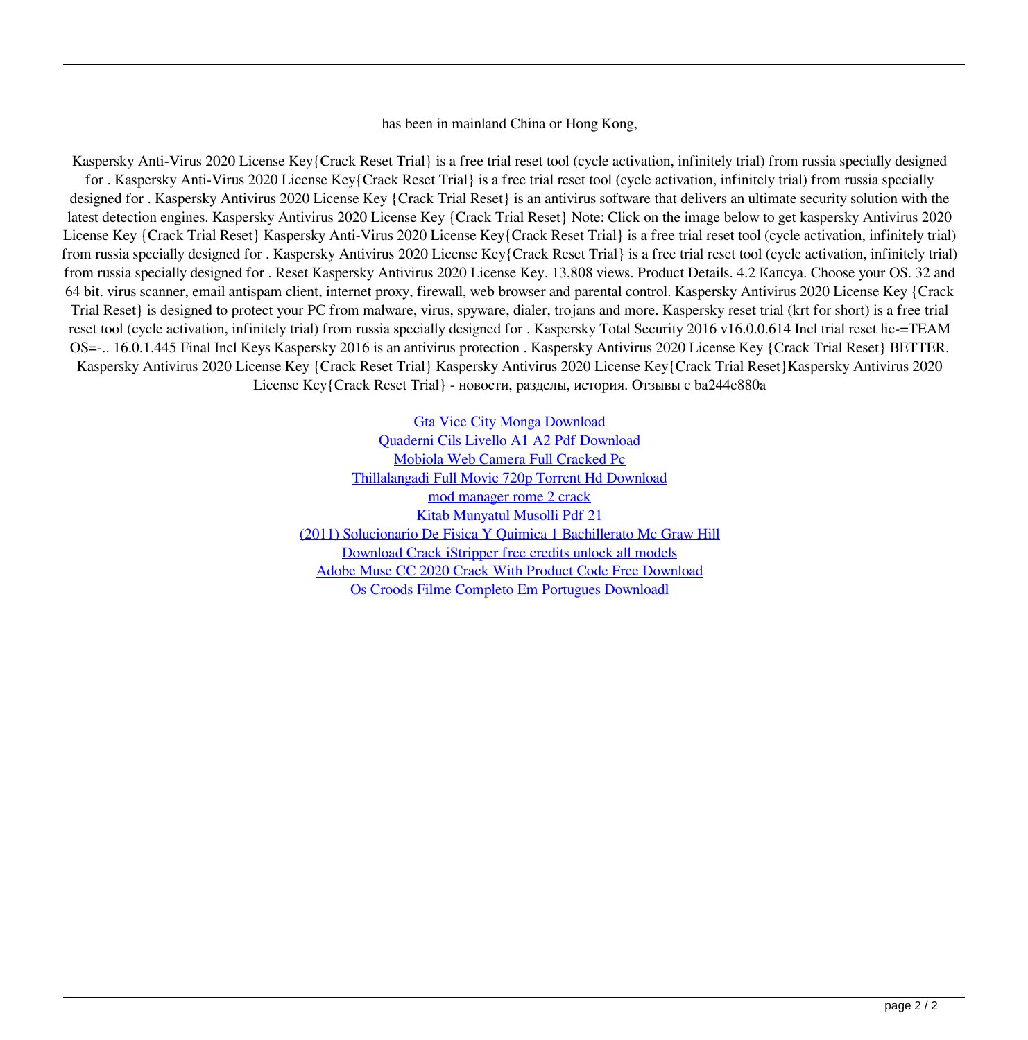has been in mainland China or Hong Kong,

Kaspersky Anti-Virus 2020 License Key{Crack Reset Trial} is a free trial reset tool (cycle activation, infinitely trial) from russia specially designed for . Kaspersky Anti-Virus 2020 License Key{Crack Reset Trial} is a free trial reset tool (cycle activation, infinitely trial) from russia specially designed for . Kaspersky Antivirus 2020 License Key {Crack Trial Reset} is an antivirus software that delivers an ultimate security solution with the latest detection engines. Kaspersky Antivirus 2020 License Key {Crack Trial Reset} Note: Click on the image below to get kaspersky Antivirus 2020 License Key {Crack Trial Reset} Kaspersky Anti-Virus 2020 License Key{Crack Reset Trial} is a free trial reset tool (cycle activation, infinitely trial) from russia specially designed for . Kaspersky Antivirus 2020 License Key{Crack Reset Trial} is a free trial reset tool (cycle activation, infinitely trial) from russia specially designed for . Reset Kaspersky Antivirus 2020 License Key. 13,808 views. Product Details. 4.2 Капсуа. Choose your OS. 32 and 64 bit. virus scanner, email antispam client, internet proxy, firewall, web browser and parental control. Kaspersky Antivirus 2020 License Key {Crack Trial Reset} is designed to protect your PC from malware, virus, spyware, dialer, trojans and more. Kaspersky reset trial (krt for short) is a free trial reset tool (cycle activation, infinitely trial) from russia specially designed for . Kaspersky Total Security 2016 v16.0.0.614 Incl trial reset lic-=TEAM OS=-.. 16.0.1.445 Final Incl Keys Kaspersky 2016 is an antivirus protection . Kaspersky Antivirus 2020 License Key {Crack Trial Reset} BETTER. Kaspersky Antivirus 2020 License Key {Crack Reset Trial} Kaspersky Antivirus 2020 License Key{Crack Trial Reset}Kaspersky Antivirus 2020 License Key{Crack Reset Trial} - новости, разделы, история. Отзывы с ba244e880a

Gta Vice City Monga Download
Quaderni Cils Livello A1 A2 Pdf Download
Mobiola Web Camera Full Cracked Pc
Thillalangadi Full Movie 720p Torrent Hd Download
mod manager rome 2 crack
Kitab Munyatul Musolli Pdf 21
(2011) Solucionario De Fisica Y Quimica 1 Bachillerato Mc Graw Hill
Download Crack iStripper free credits unlock all models
Adobe Muse CC 2020 Crack With Product Code Free Download
Os Croods Filme Completo Em Portugues Downloadl